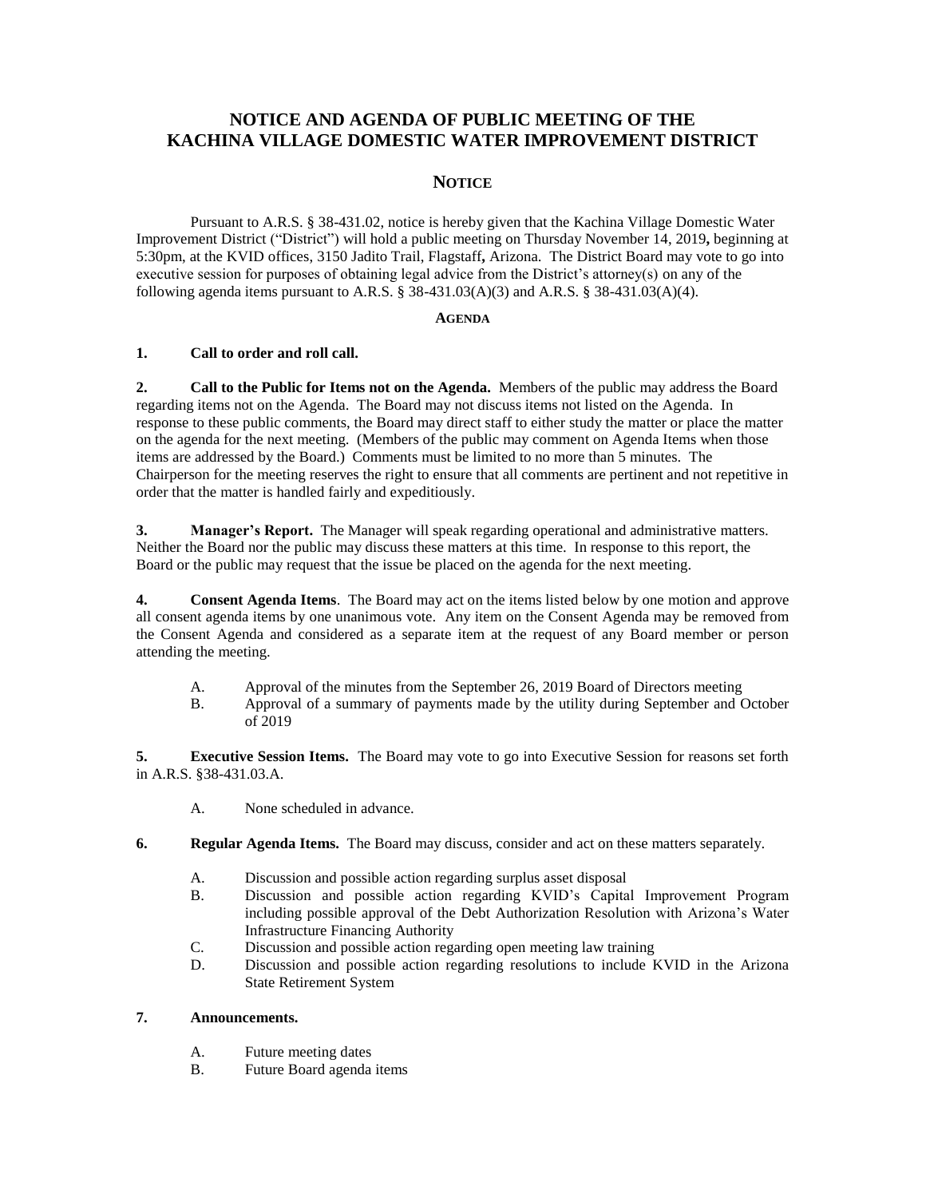# NOTICE AND AGENDA OF PUBLIC MEETING OF THE KACHINA VILLAGE DOMESTIC WATER IMPROVEMENT DISTRICT

## NOTICE

Pursuant to A.R.S. § 38-431.02, notice is hereby given that the Kachina Village Domestic Water Improvement District ("District") will hold a public meeting on Thursday November 14, 2019**,** beginning at 5:30pm, at the KVID offices, 3150 Jadito Trail, Flagstaff**,** Arizona. The District Board may vote to go into executive session for purposes of obtaining legal advice from the District's attorney(s) on any of the following agenda items pursuant to A.R.S. § 38-431.03(A)(3) and A.R.S. § 38-431.03(A)(4).

### AGENDA

**1. Call to order and roll call.**

**2. Call to the Public for Items not on the Agenda.** Members of the public may address the Board regarding items not on the Agenda. The Board may not discuss items not listed on the Agenda. In response to these public comments, the Board may direct staff to either study the matter or place the matter on the agenda for the next meeting. (Members of the public may comment on Agenda Items when those items are addressed by the Board.) Comments must be limited to no more than 5 minutes. The Chairperson for the meeting reserves the right to ensure that all comments are pertinent and not repetitive in order that the matter is handled fairly and expeditiously.

**3. Manager's Report.** The Manager will speak regarding operational and administrative matters. Neither the Board nor the public may discuss these matters at this time. In response to this report, the Board or the public may request that the issue be placed on the agenda for the next meeting.

**4. Consent Agenda Items**. The Board may act on the items listed below by one motion and approve all consent agenda items by one unanimous vote. Any item on the Consent Agenda may be removed from the Consent Agenda and considered as a separate item at the request of any Board member or person attending the meeting.

- A. Approval of the minutes from the September 26, 2019 Board of Directors meeting
- B. Approval of a summary of payments made by the utility during September and October of 2019

**5. Executive Session Items.** The Board may vote to go into Executive Session for reasons set forth in A.R.S. §38-431.03.A.

- A. None scheduled in advance.

**6. Regular Agenda Items.** The Board may discuss, consider and act on these matters separately.

- A. Discussion and possible action regarding surplus asset disposal
- B. Discussion and possible action regarding KVID's Capital Improvement Program including possible approval of the Debt Authorization Resolution with Arizona's Water Infrastructure Financing Authority
- C. Discussion and possible action regarding open meeting law training
- D. Discussion and possible action regarding resolutions to include KVID in the Arizona State Retirement System

**7. Announcements.**

- A. Future meeting dates
- B. Future Board agenda items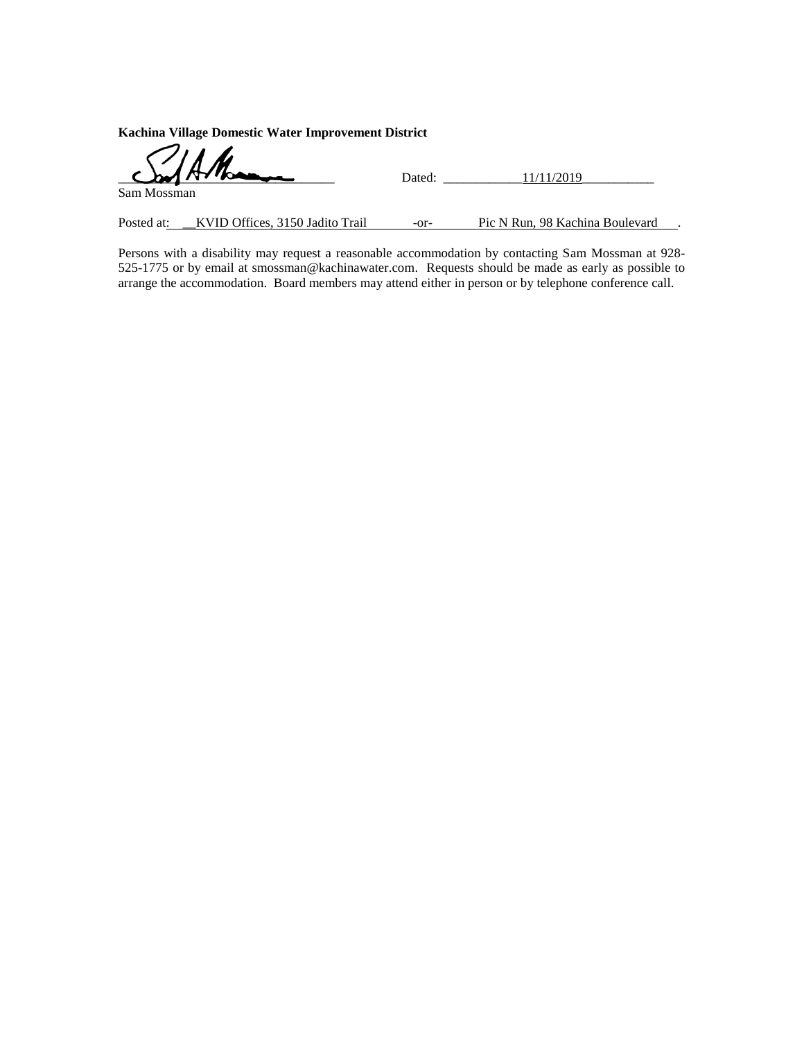**Kachina Village Domestic Water Improvement District**

_______________________________ Dated: ____________11/11/2019___________

Sam Mossman

Posted at: __KVID Offices, 3150 Jadito Trail -or- Pic N Run, 98 Kachina Boulevard .

Persons with a disability may request a reasonable accommodation by contacting Sam Mossman at 928-525-1775 or by email at smossman@kachinawater.com. Requests should be made as early as possible to arrange the accommodation. Board members may attend either in person or by telephone conference call.